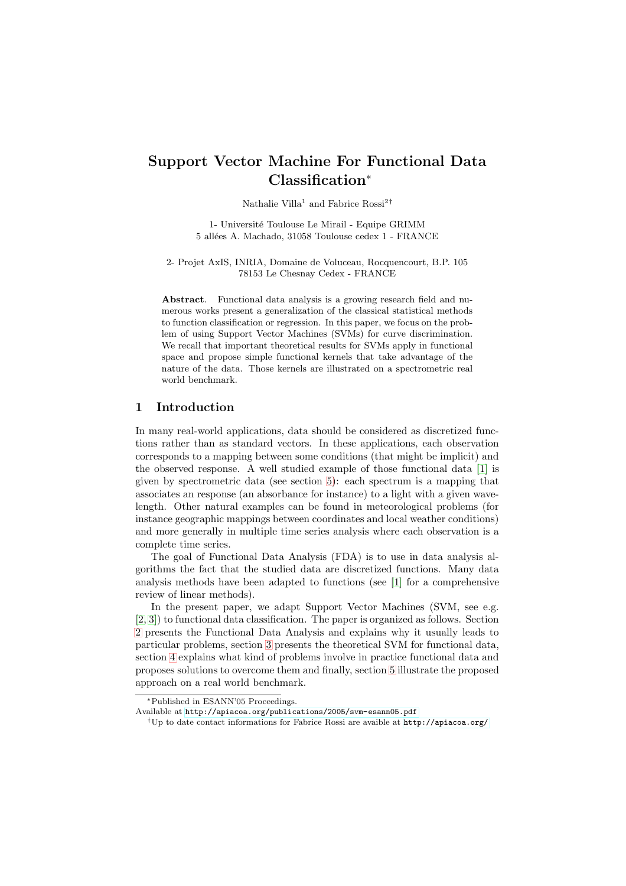# Support Vector Machine For Functional Data Classification*

Nathalie Villa[1] and Fabrice Rossi[2†]

1- Université Toulouse Le Mirail - Equipe GRIMM
5 allées A. Machado, 31058 Toulouse cedex 1 - FRANCE

2- Projet AxIS, INRIA, Domaine de Voluceau, Rocquencourt, B.P. 105
78153 Le Chesnay Cedex - FRANCE

**Abstract**. Functional data analysis is a growing research field and numerous works present a generalization of the classical statistical methods to function classification or regression. In this paper, we focus on the problem of using Support Vector Machines (SVMs) for curve discrimination. We recall that important theoretical results for SVMs apply in functional space and propose simple functional kernels that take advantage of the nature of the data. Those kernels are illustrated on a spectrometric real world benchmark.

## 1 Introduction

In many real-world applications, data should be considered as discretized functions rather than as standard vectors. In these applications, each observation corresponds to a mapping between some conditions (that might be implicit) and the observed response. A well studied example of those functional data [1] is given by spectrometric data (see section 5): each spectrum is a mapping that associates an response (an absorbance for instance) to a light with a given wavelength. Other natural examples can be found in meteorological problems (for instance geographic mappings between coordinates and local weather conditions) and more generally in multiple time series analysis where each observation is a complete time series.

The goal of Functional Data Analysis (FDA) is to use in data analysis algorithms the fact that the studied data are discretized functions. Many data analysis methods have been adapted to functions (see [1] for a comprehensive review of linear methods).

In the present paper, we adapt Support Vector Machines (SVM, see e.g. [2, 3]) to functional data classification. The paper is organized as follows. Section 2 presents the Functional Data Analysis and explains why it usually leads to particular problems, section 3 presents the theoretical SVM for functional data, section 4 explains what kind of problems involve in practice functional data and proposes solutions to overcome them and finally, section 5 illustrate the proposed approach on a real world benchmark.

*Published in ESANN'05 Proceedings.
Available at http://apiacoa.org/publications/2005/svm-esann05.pdf

†Up to date contact informations for Fabrice Rossi are avaible at http://apiacoa.org/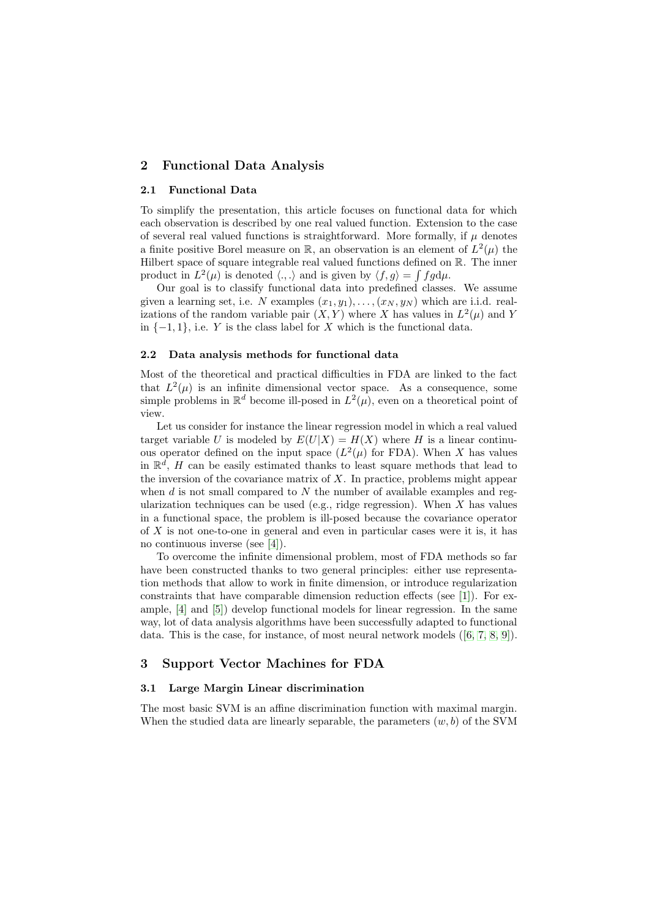## 2 Functional Data Analysis

### 2.1 Functional Data

To simplify the presentation, this article focuses on functional data for which each observation is described by one real valued function. Extension to the case of several real valued functions is straightforward. More formally, if $\mu$ denotes a finite positive Borel measure on $\mathbb{R}$, an observation is an element of $L^2(\mu)$ the Hilbert space of square integrable real valued functions defined on $\mathbb{R}$. The inner product in $L^2(\mu)$ is denoted $\langle .,. \rangle$ and is given by $\langle f, g \rangle = \int fg \mathrm{d}\mu$.

Our goal is to classify functional data into predefined classes. We assume given a learning set, i.e. $N$ examples $(x_1, y_1), \ldots, (x_N, y_N)$ which are i.i.d. realizations of the random variable pair $(X, Y)$ where $X$ has values in $L^2(\mu)$ and $Y$ in $\{-1, 1\}$, i.e. $Y$ is the class label for $X$ which is the functional data.

### 2.2 Data analysis methods for functional data

Most of the theoretical and practical difficulties in FDA are linked to the fact that $L^2(\mu)$ is an infinite dimensional vector space. As a consequence, some simple problems in $\mathbb{R}^d$ become ill-posed in $L^2(\mu)$, even on a theoretical point of view.

Let us consider for instance the linear regression model in which a real valued target variable $U$ is modeled by $E(U|X) = H(X)$ where $H$ is a linear continuous operator defined on the input space ($L^2(\mu)$ for FDA). When $X$ has values in $\mathbb{R}^d$, $H$ can be easily estimated thanks to least square methods that lead to the inversion of the covariance matrix of $X$. In practice, problems might appear when $d$ is not small compared to $N$ the number of available examples and regularization techniques can be used (e.g., ridge regression). When $X$ has values in a functional space, the problem is ill-posed because the covariance operator of $X$ is not one-to-one in general and even in particular cases were it is, it has no continuous inverse (see [4]).

To overcome the infinite dimensional problem, most of FDA methods so far have been constructed thanks to two general principles: either use representation methods that allow to work in finite dimension, or introduce regularization constraints that have comparable dimension reduction effects (see [1]). For example, [4] and [5]) develop functional models for linear regression. In the same way, lot of data analysis algorithms have been successfully adapted to functional data. This is the case, for instance, of most neural network models ([6, 7, 8, 9]).

## 3 Support Vector Machines for FDA

### 3.1 Large Margin Linear discrimination

The most basic SVM is an affine discrimination function with maximal margin. When the studied data are linearly separable, the parameters $(w, b)$ of the SVM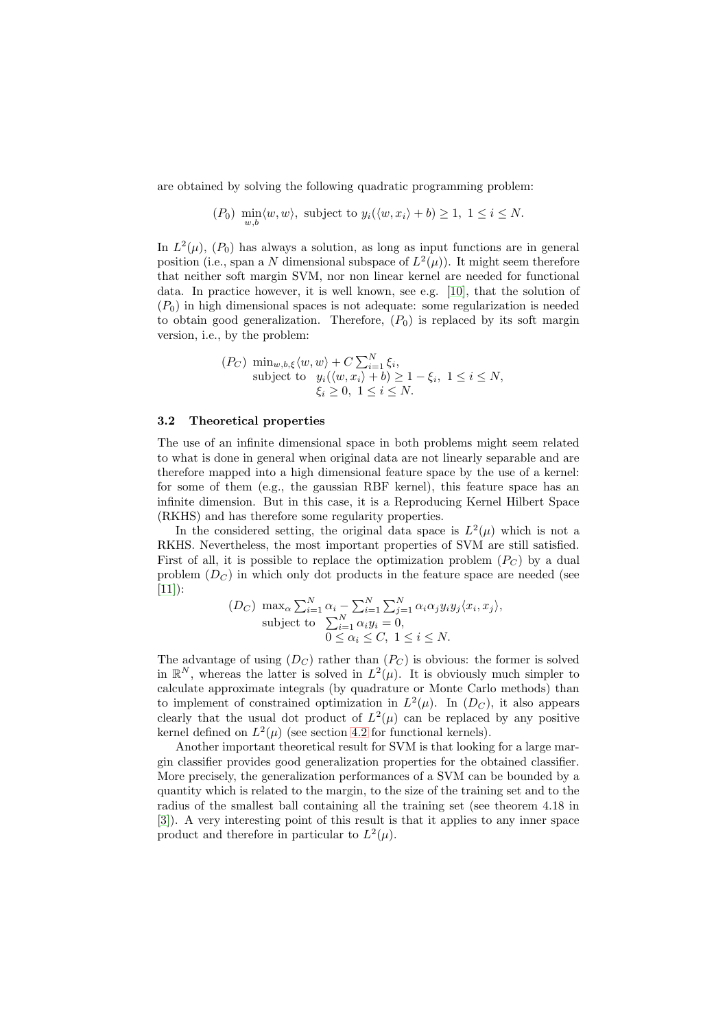are obtained by solving the following quadratic programming problem:

$$(P_0)\ \min_{w,b} \langle w, w \rangle,\ \text{subject to}\ y_i(\langle w, x_i \rangle + b) \geq 1,\ 1 \leq i \leq N.$$

In $L^2(\mu)$, $(P_0)$ has always a solution, as long as input functions are in general position (i.e., span a $N$ dimensional subspace of $L^2(\mu)$). It might seem therefore that neither soft margin SVM, nor non linear kernel are needed for functional data. In practice however, it is well known, see e.g. [10], that the solution of $(P_0)$ in high dimensional spaces is not adequate: some regularization is needed to obtain good generalization. Therefore, $(P_0)$ is replaced by its soft margin version, i.e., by the problem:

$$\begin{aligned}(P_C)\ & \min_{w,b,\xi} \langle w, w \rangle + C \sum_{i=1}^{N} \xi_i, \\ & \text{subject to}\ \ y_i(\langle w, x_i \rangle + b) \geq 1 - \xi_i,\ 1 \leq i \leq N, \\ & \qquad\qquad\quad \xi_i \geq 0,\ 1 \leq i \leq N.\end{aligned}$$

### 3.2 Theoretical properties

The use of an infinite dimensional space in both problems might seem related to what is done in general when original data are not linearly separable and are therefore mapped into a high dimensional feature space by the use of a kernel: for some of them (e.g., the gaussian RBF kernel), this feature space has an infinite dimension. But in this case, it is a Reproducing Kernel Hilbert Space (RKHS) and has therefore some regularity properties.

In the considered setting, the original data space is $L^2(\mu)$ which is not a RKHS. Nevertheless, the most important properties of SVM are still satisfied. First of all, it is possible to replace the optimization problem $(P_C)$ by a dual problem $(D_C)$ in which only dot products in the feature space are needed (see [11]):

$$\begin{aligned}(D_C)\ & \max_{\alpha} \sum_{i=1}^{N} \alpha_i - \sum_{i=1}^{N} \sum_{j=1}^{N} \alpha_i \alpha_j y_i y_j \langle x_i, x_j \rangle, \\ & \text{subject to}\ \ \sum_{i=1}^{N} \alpha_i y_i = 0, \\ & \qquad\qquad\quad 0 \leq \alpha_i \leq C,\ 1 \leq i \leq N.\end{aligned}$$

The advantage of using $(D_C)$ rather than $(P_C)$ is obvious: the former is solved in $\mathbb{R}^N$, whereas the latter is solved in $L^2(\mu)$. It is obviously much simpler to calculate approximate integrals (by quadrature or Monte Carlo methods) than to implement of constrained optimization in $L^2(\mu)$. In $(D_C)$, it also appears clearly that the usual dot product of $L^2(\mu)$ can be replaced by any positive kernel defined on $L^2(\mu)$ (see section 4.2 for functional kernels).

Another important theoretical result for SVM is that looking for a large margin classifier provides good generalization properties for the obtained classifier. More precisely, the generalization performances of a SVM can be bounded by a quantity which is related to the margin, to the size of the training set and to the radius of the smallest ball containing all the training set (see theorem 4.18 in [3]). A very interesting point of this result is that it applies to any inner space product and therefore in particular to $L^2(\mu)$.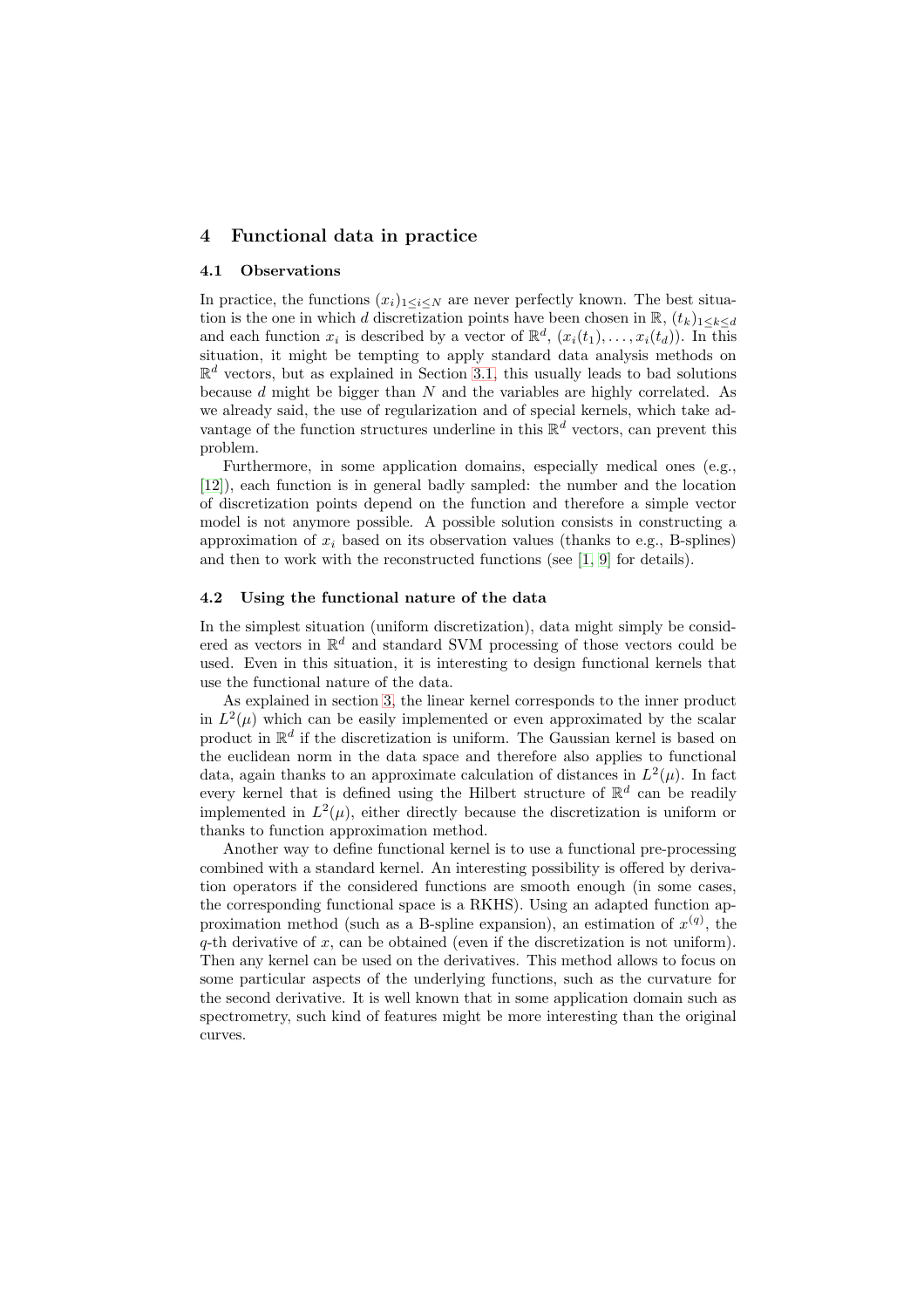## 4 Functional data in practice

### 4.1 Observations

In practice, the functions $(x_i)_{1\leq i\leq N}$ are never perfectly known. The best situation is the one in which $d$ discretization points have been chosen in $\mathbb{R}$, $(t_k)_{1\leq k\leq d}$ and each function $x_i$ is described by a vector of $\mathbb{R}^d$, $(x_i(t_1), \ldots, x_i(t_d))$. In this situation, it might be tempting to apply standard data analysis methods on $\mathbb{R}^d$ vectors, but as explained in Section 3.1, this usually leads to bad solutions because $d$ might be bigger than $N$ and the variables are highly correlated. As we already said, the use of regularization and of special kernels, which take advantage of the function structures underline in this $\mathbb{R}^d$ vectors, can prevent this problem.

Furthermore, in some application domains, especially medical ones (e.g., [12]), each function is in general badly sampled: the number and the location of discretization points depend on the function and therefore a simple vector model is not anymore possible. A possible solution consists in constructing a approximation of $x_i$ based on its observation values (thanks to e.g., B-splines) and then to work with the reconstructed functions (see [1, 9] for details).

### 4.2 Using the functional nature of the data

In the simplest situation (uniform discretization), data might simply be considered as vectors in $\mathbb{R}^d$ and standard SVM processing of those vectors could be used. Even in this situation, it is interesting to design functional kernels that use the functional nature of the data.

As explained in section 3, the linear kernel corresponds to the inner product in $L^2(\mu)$ which can be easily implemented or even approximated by the scalar product in $\mathbb{R}^d$ if the discretization is uniform. The Gaussian kernel is based on the euclidean norm in the data space and therefore also applies to functional data, again thanks to an approximate calculation of distances in $L^2(\mu)$. In fact every kernel that is defined using the Hilbert structure of $\mathbb{R}^d$ can be readily implemented in $L^2(\mu)$, either directly because the discretization is uniform or thanks to function approximation method.

Another way to define functional kernel is to use a functional pre-processing combined with a standard kernel. An interesting possibility is offered by derivation operators if the considered functions are smooth enough (in some cases, the corresponding functional space is a RKHS). Using an adapted function approximation method (such as a B-spline expansion), an estimation of $x^{(q)}$, the $q$-th derivative of $x$, can be obtained (even if the discretization is not uniform). Then any kernel can be used on the derivatives. This method allows to focus on some particular aspects of the underlying functions, such as the curvature for the second derivative. It is well known that in some application domain such as spectrometry, such kind of features might be more interesting than the original curves.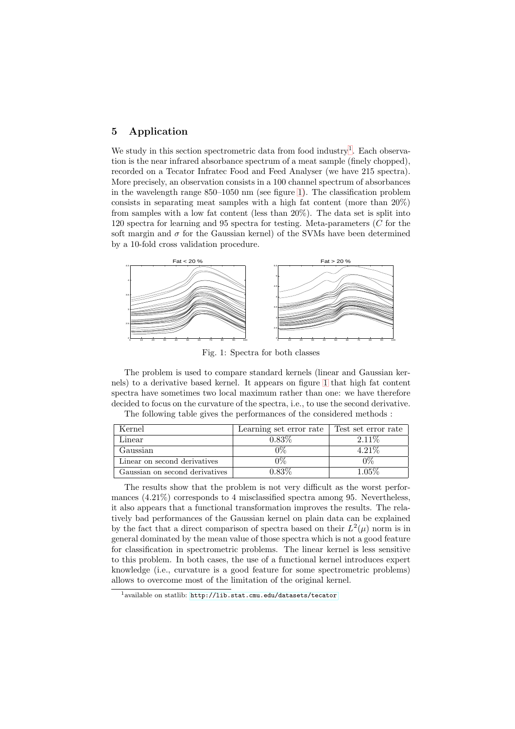## 5 Application

We study in this section spectrometric data from food industry[1]. Each observation is the near infrared absorbance spectrum of a meat sample (finely chopped), recorded on a Tecator Infratec Food and Feed Analyser (we have 215 spectra). More precisely, an observation consists in a 100 channel spectrum of absorbances in the wavelength range 850–1050 nm (see figure 1). The classification problem consists in separating meat samples with a high fat content (more than 20%) from samples with a low fat content (less than 20%). The data set is split into 120 spectra for learning and 95 spectra for testing. Meta-parameters ($C$ for the soft margin and $\sigma$ for the Gaussian kernel) of the SVMs have been determined by a 10-fold cross validation procedure.

Fig. 1: Spectra for both classes

The problem is used to compare standard kernels (linear and Gaussian kernels) to a derivative based kernel. It appears on figure 1 that high fat content spectra have sometimes two local maximum rather than one: we have therefore decided to focus on the curvature of the spectra, i.e., to use the second derivative.

The following table gives the performances of the considered methods :

| Kernel | Learning set error rate | Test set error rate |
|---|---|---|
| Linear | 0.83% | 2.11% |
| Gaussian | 0% | 4.21% |
| Linear on second derivatives | 0% | 0% |
| Gaussian on second derivatives | 0.83% | 1.05% |

The results show that the problem is not very difficult as the worst performances (4.21%) corresponds to 4 misclassified spectra among 95. Nevertheless, it also appears that a functional transformation improves the results. The relatively bad performances of the Gaussian kernel on plain data can be explained by the fact that a direct comparison of spectra based on their $L^2(\mu)$ norm is in general dominated by the mean value of those spectra which is not a good feature for classification in spectrometric problems. The linear kernel is less sensitive to this problem. In both cases, the use of a functional kernel introduces expert knowledge (i.e., curvature is a good feature for some spectrometric problems) allows to overcome most of the limitation of the original kernel.

[1] available on statlib: `http://lib.stat.cmu.edu/datasets/tecator`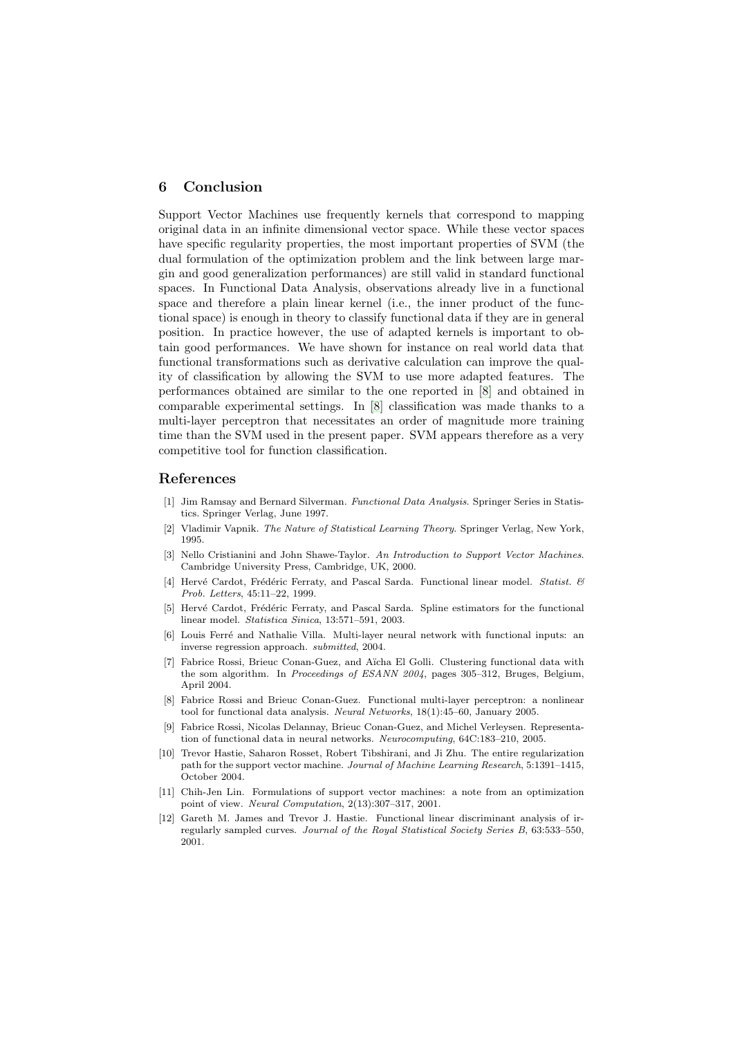## 6 Conclusion

Support Vector Machines use frequently kernels that correspond to mapping original data in an infinite dimensional vector space. While these vector spaces have specific regularity properties, the most important properties of SVM (the dual formulation of the optimization problem and the link between large margin and good generalization performances) are still valid in standard functional spaces. In Functional Data Analysis, observations already live in a functional space and therefore a plain linear kernel (i.e., the inner product of the functional space) is enough in theory to classify functional data if they are in general position. In practice however, the use of adapted kernels is important to obtain good performances. We have shown for instance on real world data that functional transformations such as derivative calculation can improve the quality of classification by allowing the SVM to use more adapted features. The performances obtained are similar to the one reported in [8] and obtained in comparable experimental settings. In [8] classification was made thanks to a multi-layer perceptron that necessitates an order of magnitude more training time than the SVM used in the present paper. SVM appears therefore as a very competitive tool for function classification.

## References

[1] Jim Ramsay and Bernard Silverman. *Functional Data Analysis*. Springer Series in Statistics. Springer Verlag, June 1997.

[2] Vladimir Vapnik. *The Nature of Statistical Learning Theory*. Springer Verlag, New York, 1995.

[3] Nello Cristianini and John Shawe-Taylor. *An Introduction to Support Vector Machines*. Cambridge University Press, Cambridge, UK, 2000.

[4] Hervé Cardot, Frédéric Ferraty, and Pascal Sarda. Functional linear model. *Statist. & Prob. Letters*, 45:11–22, 1999.

[5] Hervé Cardot, Frédéric Ferraty, and Pascal Sarda. Spline estimators for the functional linear model. *Statistica Sinica*, 13:571–591, 2003.

[6] Louis Ferré and Nathalie Villa. Multi-layer neural network with functional inputs: an inverse regression approach. *submitted*, 2004.

[7] Fabrice Rossi, Brieuc Conan-Guez, and Aïcha El Golli. Clustering functional data with the som algorithm. In *Proceedings of ESANN 2004*, pages 305–312, Bruges, Belgium, April 2004.

[8] Fabrice Rossi and Brieuc Conan-Guez. Functional multi-layer perceptron: a nonlinear tool for functional data analysis. *Neural Networks*, 18(1):45–60, January 2005.

[9] Fabrice Rossi, Nicolas Delannay, Brieuc Conan-Guez, and Michel Verleysen. Representation of functional data in neural networks. *Neurocomputing*, 64C:183–210, 2005.

[10] Trevor Hastie, Saharon Rosset, Robert Tibshirani, and Ji Zhu. The entire regularization path for the support vector machine. *Journal of Machine Learning Research*, 5:1391–1415, October 2004.

[11] Chih-Jen Lin. Formulations of support vector machines: a note from an optimization point of view. *Neural Computation*, 2(13):307–317, 2001.

[12] Gareth M. James and Trevor J. Hastie. Functional linear discriminant analysis of irregularly sampled curves. *Journal of the Royal Statistical Society Series B*, 63:533–550, 2001.